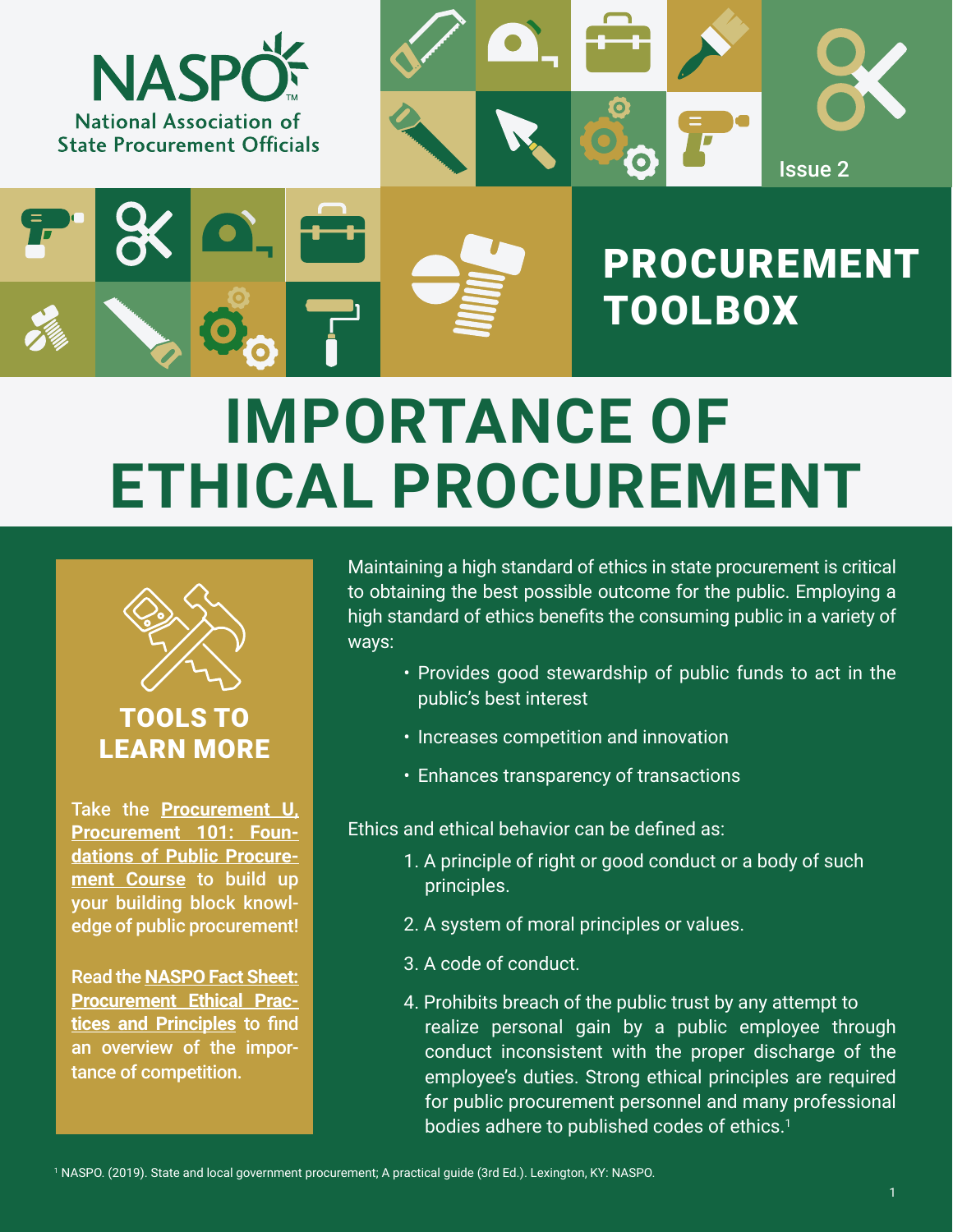NASPO
National Association of State Procurement Officials

Issue 2

# PROCUREMENT TOOLBOX

# IMPORTANCE OF ETHICAL PROCUREMENT

Maintaining a high standard of ethics in state procurement is critical to obtaining the best possible outcome for the public. Employing a high standard of ethics benefits the consuming public in a variety of ways:

- Provides good stewardship of public funds to act in the public's best interest
- Increases competition and innovation
- Enhances transparency of transactions

Ethics and ethical behavior can be defined as:

1. A principle of right or good conduct or a body of such principles.
2. A system of moral principles or values.
3. A code of conduct.
4. Prohibits breach of the public trust by any attempt to realize personal gain by a public employee through conduct inconsistent with the proper discharge of the employee's duties. Strong ethical principles are required for public procurement personnel and many professional bodies adhere to published codes of ethics.[1]

## TOOLS TO LEARN MORE

Take the **Procurement U, Procurement 101: Foundations of Public Procurement Course** to build up your building block knowledge of public procurement!

Read the **NASPO Fact Sheet: Procurement Ethical Practices and Principles** to find an overview of the importance of competition.

[1] NASPO. (2019). State and local government procurement; A practical guide (3rd Ed.). Lexington, KY: NASPO.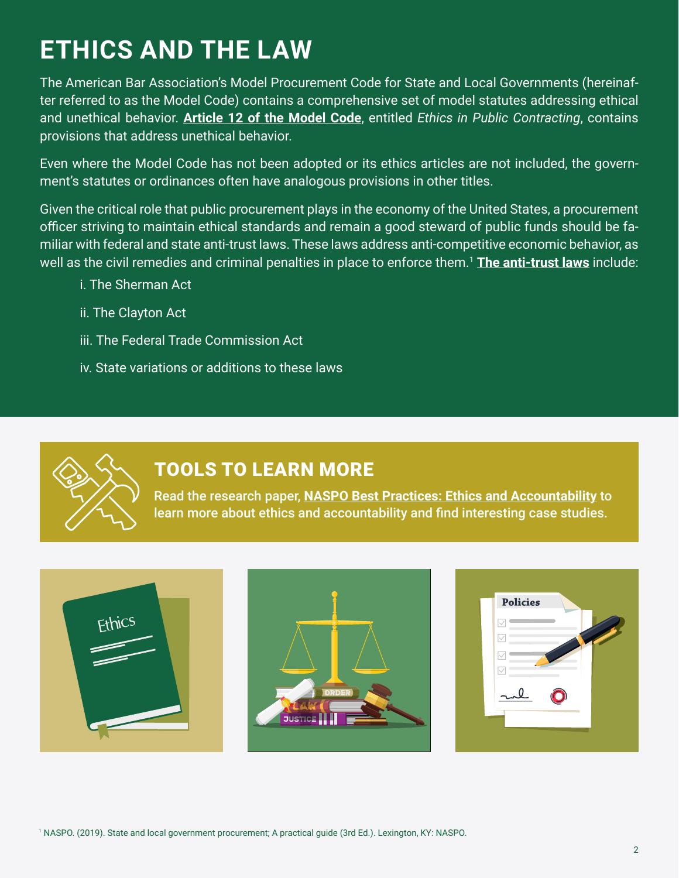# ETHICS AND THE LAW

The American Bar Association's Model Procurement Code for State and Local Governments (hereinafter referred to as the Model Code) contains a comprehensive set of model statutes addressing ethical and unethical behavior. **Article 12 of the Model Code**, entitled *Ethics in Public Contracting*, contains provisions that address unethical behavior.

Even where the Model Code has not been adopted or its ethics articles are not included, the government's statutes or ordinances often have analogous provisions in other titles.

Given the critical role that public procurement plays in the economy of the United States, a procurement officer striving to maintain ethical standards and remain a good steward of public funds should be familiar with federal and state anti-trust laws. These laws address anti-competitive economic behavior, as well as the civil remedies and criminal penalties in place to enforce them.[1] **The anti-trust laws** include:

i. The Sherman Act

ii. The Clayton Act

iii. The Federal Trade Commission Act

iv. State variations or additions to these laws

## TOOLS TO LEARN MORE

**Read the research paper, NASPO Best Practices: Ethics and Accountability to learn more about ethics and accountability and find interesting case studies.**

[1] NASPO. (2019). State and local government procurement; A practical guide (3rd Ed.). Lexington, KY: NASPO.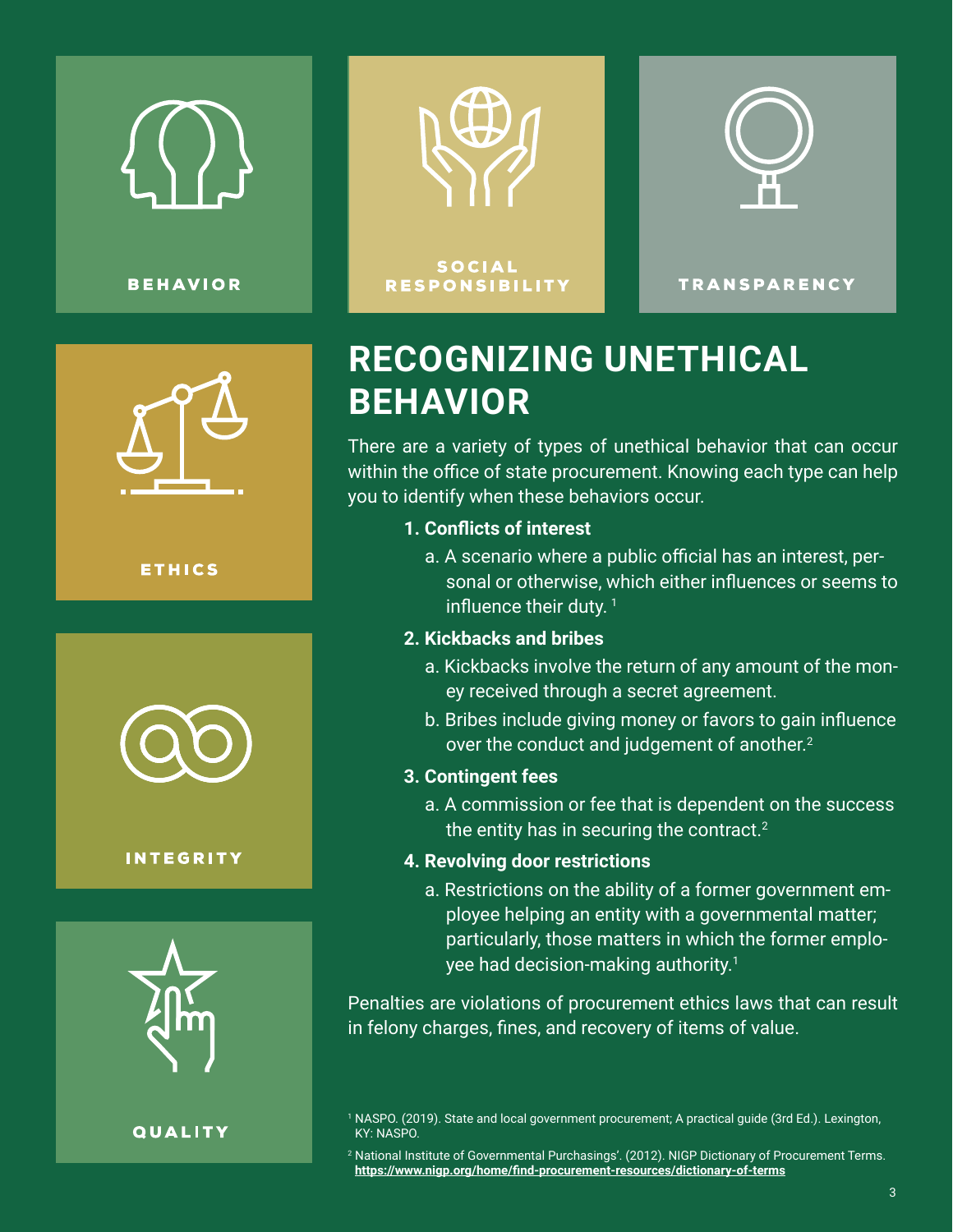BEHAVIOR

SOCIAL RESPONSIBILITY

TRANSPARENCY

ETHICS

INTEGRITY

QUALITY

# RECOGNIZING UNETHICAL BEHAVIOR

There are a variety of types of unethical behavior that can occur within the office of state procurement. Knowing each type can help you to identify when these behaviors occur.

1. **Conflicts of interest**
   a. A scenario where a public official has an interest, personal or otherwise, which either influences or seems to influence their duty. [1]
2. **Kickbacks and bribes**
   a. Kickbacks involve the return of any amount of the money received through a secret agreement.
   b. Bribes include giving money or favors to gain influence over the conduct and judgement of another.[2]
3. **Contingent fees**
   a. A commission or fee that is dependent on the success the entity has in securing the contract.[2]
4. **Revolving door restrictions**
   a. Restrictions on the ability of a former government employee helping an entity with a governmental matter; particularly, those matters in which the former employee had decision-making authority.[1]

Penalties are violations of procurement ethics laws that can result in felony charges, fines, and recovery of items of value.

[1] NASPO. (2019). State and local government procurement; A practical guide (3rd Ed.). Lexington, KY: NASPO.

[2] National Institute of Governmental Purchasings'. (2012). NIGP Dictionary of Procurement Terms. **https://www.nigp.org/home/find-procurement-resources/dictionary-of-terms**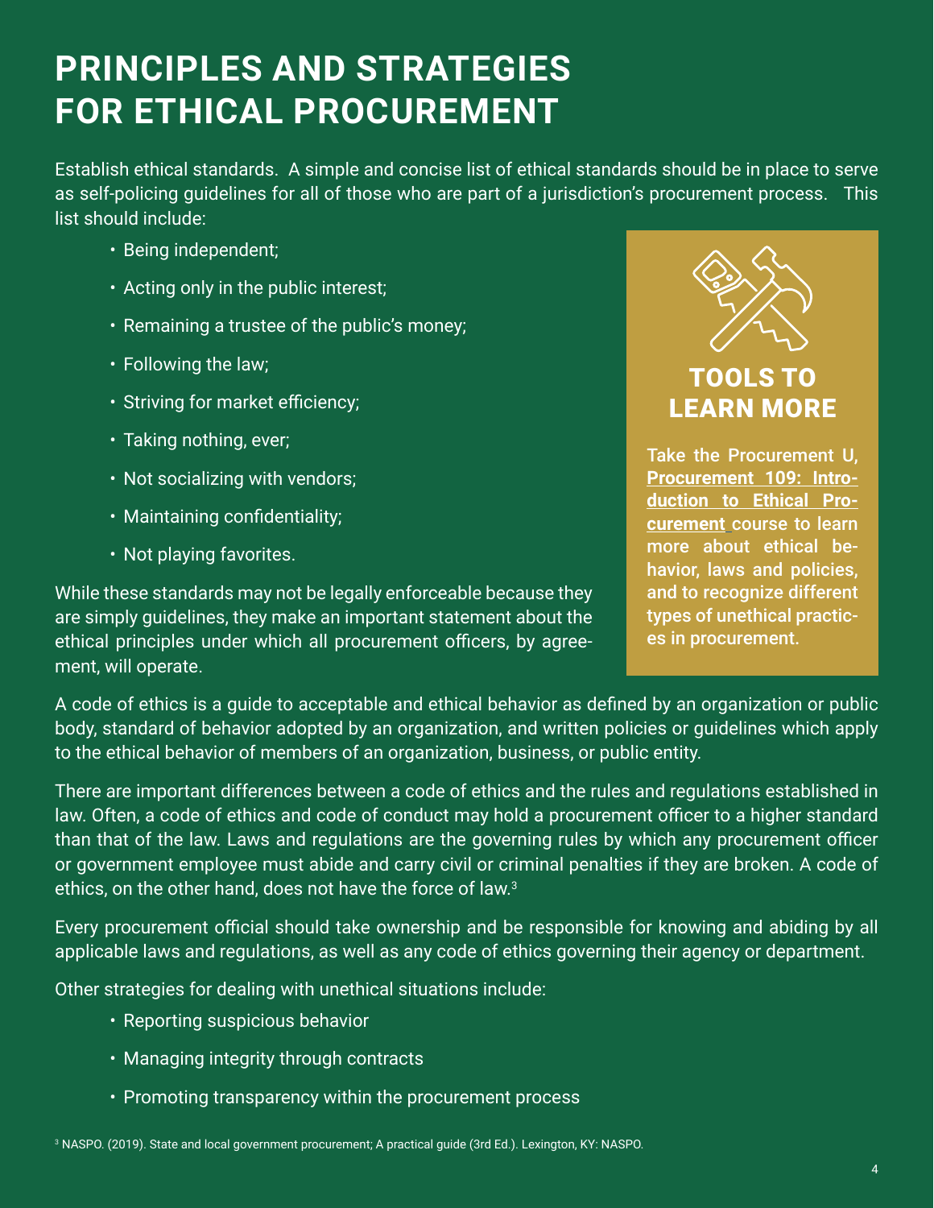# PRINCIPLES AND STRATEGIES FOR ETHICAL PROCUREMENT

Establish ethical standards. A simple and concise list of ethical standards should be in place to serve as self-policing guidelines for all of those who are part of a jurisdiction's procurement process. This list should include:

- Being independent;
- Acting only in the public interest;
- Remaining a trustee of the public's money;
- Following the law;
- Striving for market efficiency;
- Taking nothing, ever;
- Not socializing with vendors;
- Maintaining confidentiality;
- Not playing favorites.

While these standards may not be legally enforceable because they are simply guidelines, they make an important statement about the ethical principles under which all procurement officers, by agreement, will operate.

## TOOLS TO LEARN MORE

**Take the Procurement U, Procurement 109: Introduction to Ethical Procurement course to learn more about ethical behavior, laws and policies, and to recognize different types of unethical practices in procurement.**

A code of ethics is a guide to acceptable and ethical behavior as defined by an organization or public body, standard of behavior adopted by an organization, and written policies or guidelines which apply to the ethical behavior of members of an organization, business, or public entity.

There are important differences between a code of ethics and the rules and regulations established in law. Often, a code of ethics and code of conduct may hold a procurement officer to a higher standard than that of the law. Laws and regulations are the governing rules by which any procurement officer or government employee must abide and carry civil or criminal penalties if they are broken. A code of ethics, on the other hand, does not have the force of law.[3]

Every procurement official should take ownership and be responsible for knowing and abiding by all applicable laws and regulations, as well as any code of ethics governing their agency or department.

Other strategies for dealing with unethical situations include:

- Reporting suspicious behavior
- Managing integrity through contracts
- Promoting transparency within the procurement process

[3] NASPO. (2019). State and local government procurement; A practical guide (3rd Ed.). Lexington, KY: NASPO.